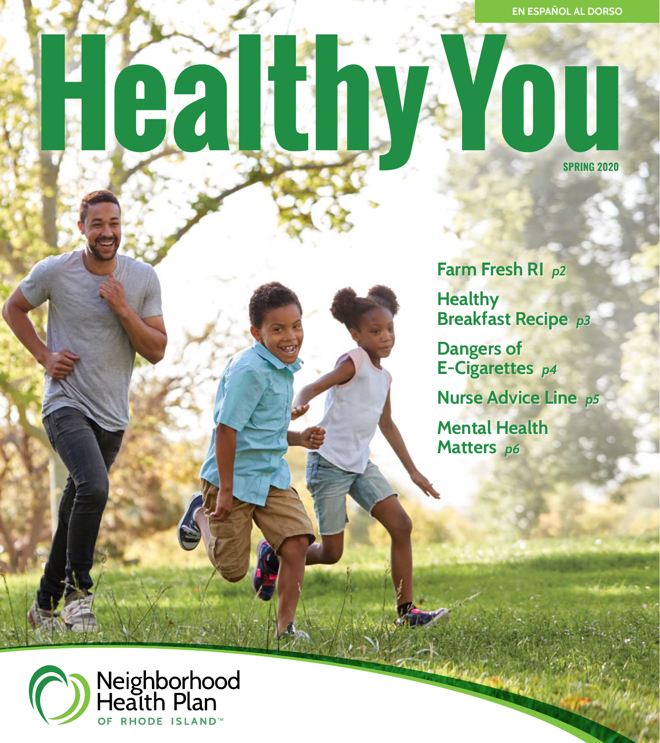EN ESPAÑOL AL DORSO

# Healthy You

SPRING 2020

**Farm Fresh RI** *p2*

**Healthy Breakfast Recipe** *p3*

**Dangers of E-Cigarettes** *p4*

**Nurse Advice Line** *p5*

**Mental Health Matters** *p6*

Neighborhood Health Plan OF RHODE ISLAND™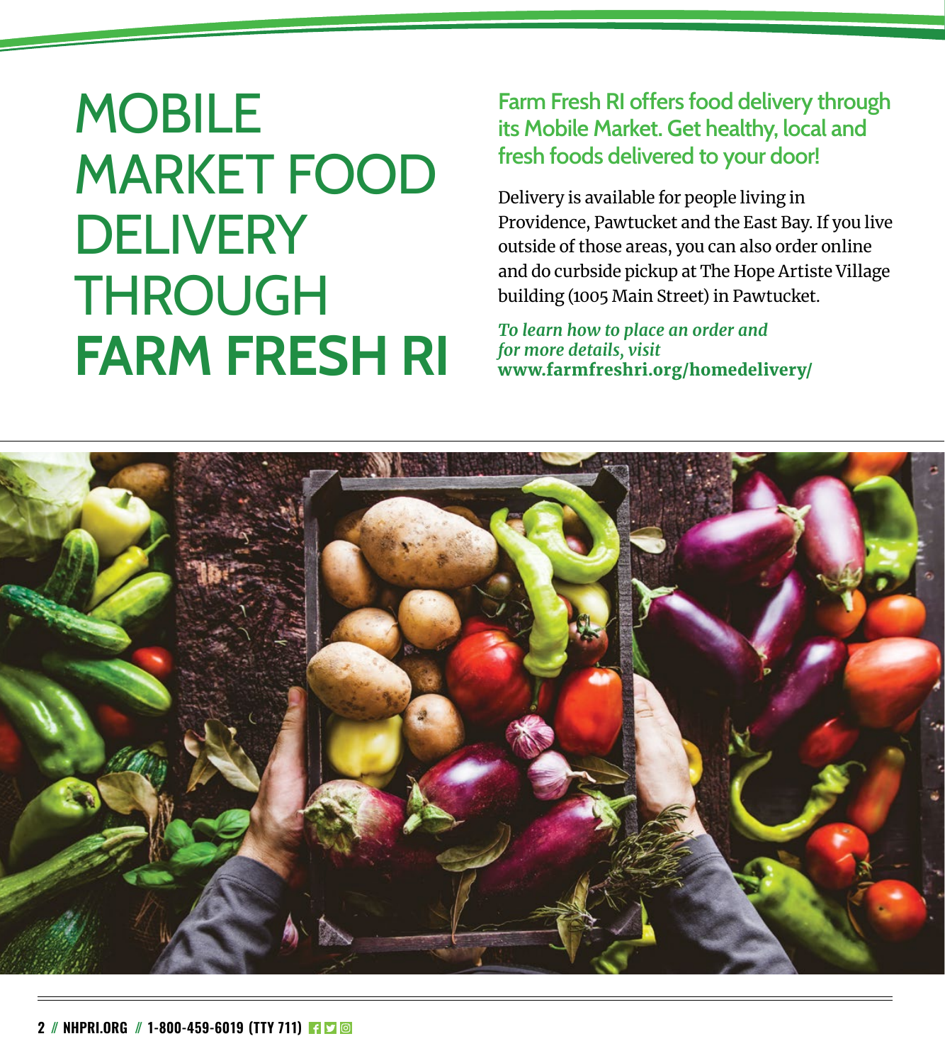# MOBILE MARKET FOOD DELIVERY THROUGH **FARM FRESH RI**

## Farm Fresh RI offers food delivery through its Mobile Market. Get healthy, local and fresh foods delivered to your door!

Delivery is available for people living in Providence, Pawtucket and the East Bay. If you live outside of those areas, you can also order online and do curbside pickup at The Hope Artiste Village building (1005 Main Street) in Pawtucket.

*To learn how to place an order and for more details, visit* **www.farmfreshri.org/homedelivery/**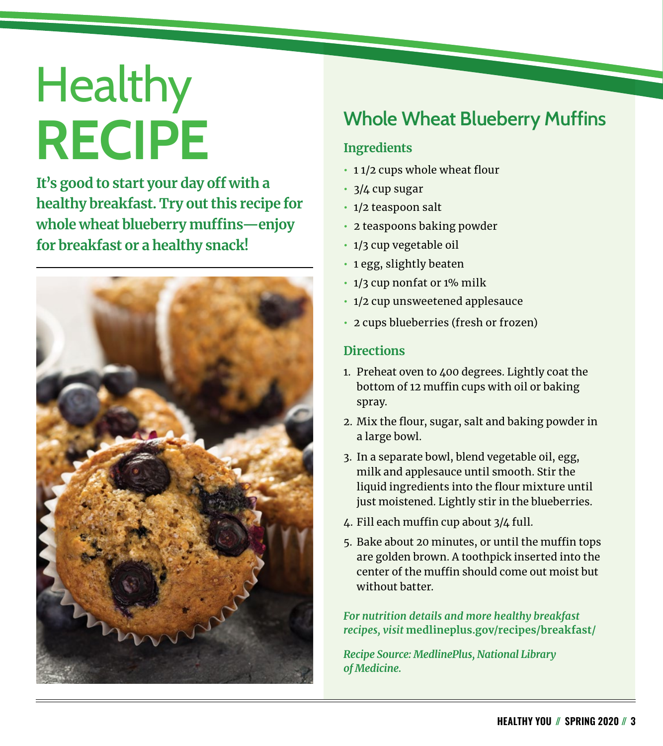# Healthy RECIPE

**It's good to start your day off with a healthy breakfast. Try out this recipe for whole wheat blueberry muffins—enjoy for breakfast or a healthy snack!**

## Whole Wheat Blueberry Muffins

### Ingredients

- 1 1/2 cups whole wheat flour
- 3/4 cup sugar
- 1/2 teaspoon salt
- 2 teaspoons baking powder
- 1/3 cup vegetable oil
- 1 egg, slightly beaten
- 1/3 cup nonfat or 1% milk
- 1/2 cup unsweetened applesauce
- 2 cups blueberries (fresh or frozen)

### Directions

1. Preheat oven to 400 degrees. Lightly coat the bottom of 12 muffin cups with oil or baking spray.
2. Mix the flour, sugar, salt and baking powder in a large bowl.
3. In a separate bowl, blend vegetable oil, egg, milk and applesauce until smooth. Stir the liquid ingredients into the flour mixture until just moistened. Lightly stir in the blueberries.
4. Fill each muffin cup about 3/4 full.
5. Bake about 20 minutes, or until the muffin tops are golden brown. A toothpick inserted into the center of the muffin should come out moist but without batter.

*For nutrition details and more healthy breakfast recipes, visit* **medlineplus.gov/recipes/breakfast/**

*Recipe Source: MedlinePlus, National Library of Medicine.*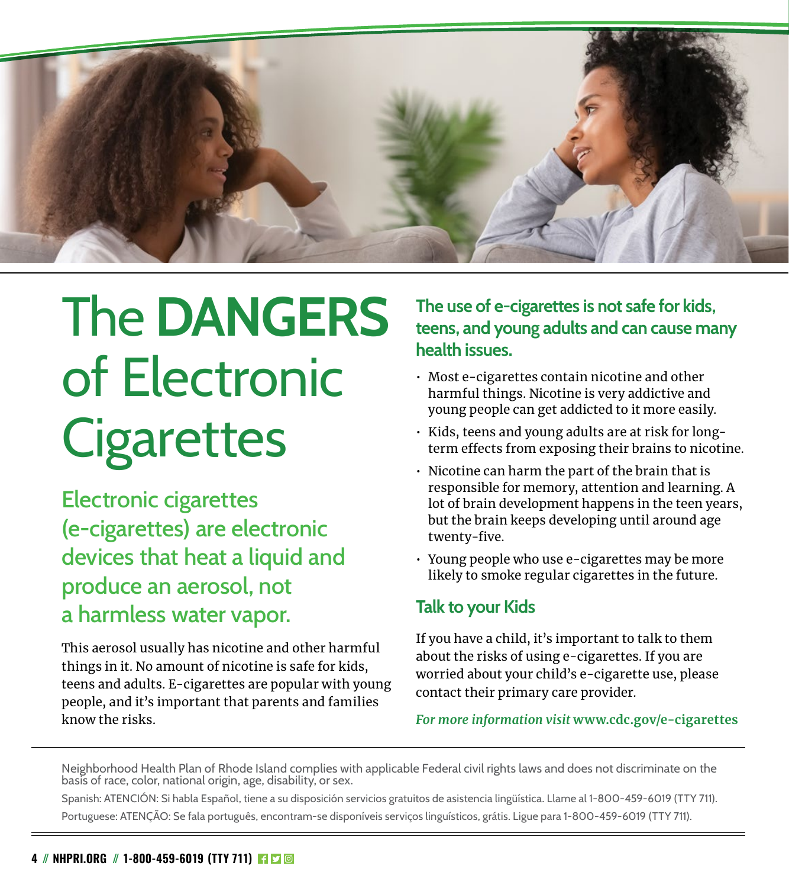# The **DANGERS** of Electronic Cigarettes

## Electronic cigarettes (e-cigarettes) are electronic devices that heat a liquid and produce an aerosol, not a harmless water vapor.

This aerosol usually has nicotine and other harmful things in it. No amount of nicotine is safe for kids, teens and adults. E-cigarettes are popular with young people, and it's important that parents and families know the risks.

### The use of e-cigarettes is not safe for kids, teens, and young adults and can cause many health issues.

- Most e-cigarettes contain nicotine and other harmful things. Nicotine is very addictive and young people can get addicted to it more easily.
- Kids, teens and young adults are at risk for long-term effects from exposing their brains to nicotine.
- Nicotine can harm the part of the brain that is responsible for memory, attention and learning. A lot of brain development happens in the teen years, but the brain keeps developing until around age twenty-five.
- Young people who use e-cigarettes may be more likely to smoke regular cigarettes in the future.

### Talk to your Kids

If you have a child, it's important to talk to them about the risks of using e-cigarettes. If you are worried about your child's e-cigarette use, please contact their primary care provider.

*For more information visit* **www.cdc.gov/e-cigarettes**

---

Neighborhood Health Plan of Rhode Island complies with applicable Federal civil rights laws and does not discriminate on the basis of race, color, national origin, age, disability, or sex.

Spanish: ATENCIÓN: Si habla Español, tiene a su disposición servicios gratuitos de asistencia lingüística. Llame al 1-800-459-6019 (TTY 711).

Portuguese: ATENÇÃO: Se fala português, encontram-se disponíveis serviços linguísticos, grátis. Ligue para 1-800-459-6019 (TTY 711).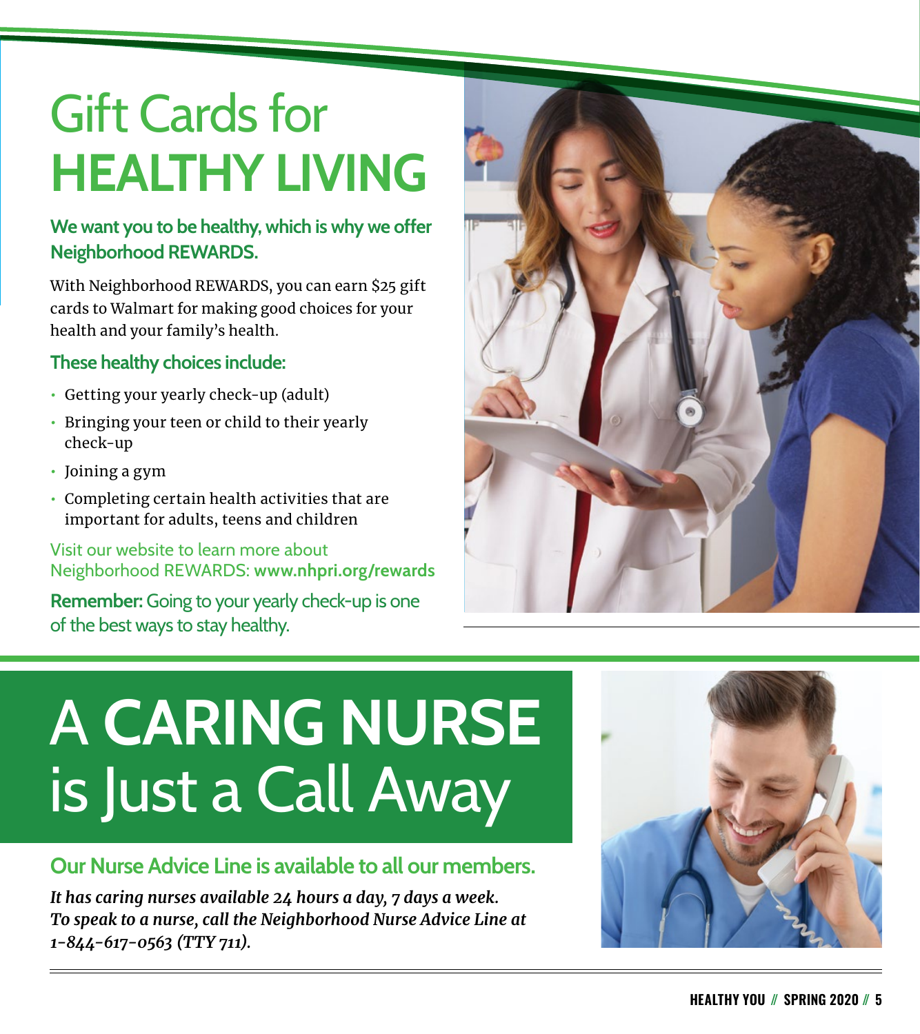# Gift Cards for HEALTHY LIVING

## We want you to be healthy, which is why we offer Neighborhood REWARDS.

With Neighborhood REWARDS, you can earn $25 gift cards to Walmart for making good choices for your health and your family's health.

### These healthy choices include:

- Getting your yearly check-up (adult)
- Bringing your teen or child to their yearly check-up
- Joining a gym
- Completing certain health activities that are important for adults, teens and children

Visit our website to learn more about Neighborhood REWARDS: **www.nhpri.org/rewards**

**Remember:** Going to your yearly check-up is one of the best ways to stay healthy.

# A CARING NURSE is Just a Call Away

## Our Nurse Advice Line is available to all our members.

***It has caring nurses available 24 hours a day, 7 days a week. To speak to a nurse, call the Neighborhood Nurse Advice Line at 1-844-617-0563 (TTY 711).***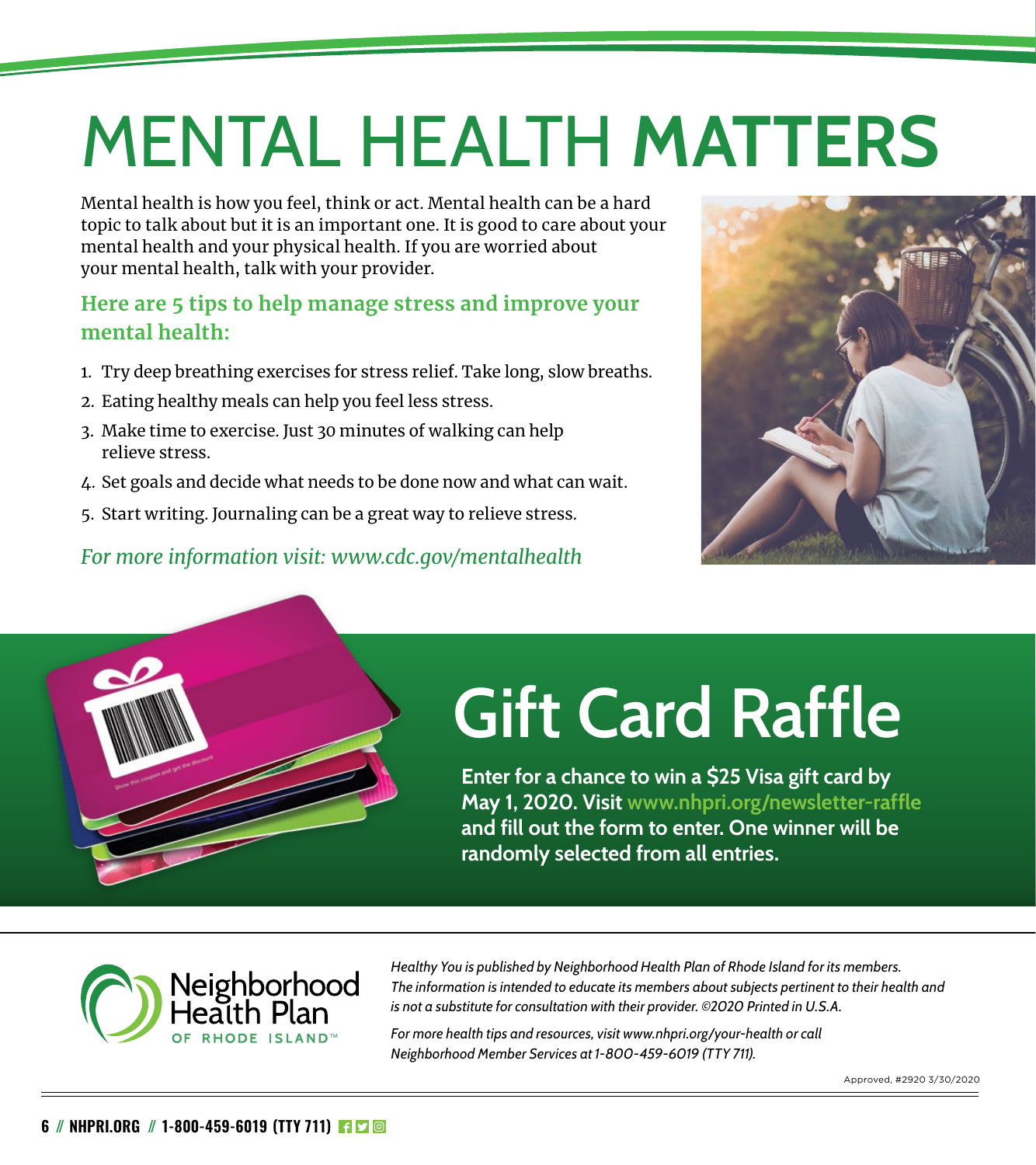# MENTAL HEALTH **MATTERS**

Mental health is how you feel, think or act. Mental health can be a hard topic to talk about but it is an important one. It is good to care about your mental health and your physical health. If you are worried about your mental health, talk with your provider.

### Here are 5 tips to help manage stress and improve your mental health:

1. Try deep breathing exercises for stress relief. Take long, slow breaths.
2. Eating healthy meals can help you feel less stress.
3. Make time to exercise. Just 30 minutes of walking can help relieve stress.
4. Set goals and decide what needs to be done now and what can wait.
5. Start writing. Journaling can be a great way to relieve stress.

*For more information visit: www.cdc.gov/mentalhealth*

## Gift Card Raffle

**Enter for a chance to win a $25 Visa gift card by May 1, 2020. Visit www.nhpri.org/newsletter-raffle and fill out the form to enter. One winner will be randomly selected from all entries.**

Neighborhood Health Plan OF RHODE ISLAND™

*Healthy You is published by Neighborhood Health Plan of Rhode Island for its members. The information is intended to educate its members about subjects pertinent to their health and is not a substitute for consultation with their provider. ©2020 Printed in U.S.A.*

*For more health tips and resources, visit www.nhpri.org/your-health or call Neighborhood Member Services at 1-800-459-6019 (TTY 711).*

Approved, #2920 3/30/2020